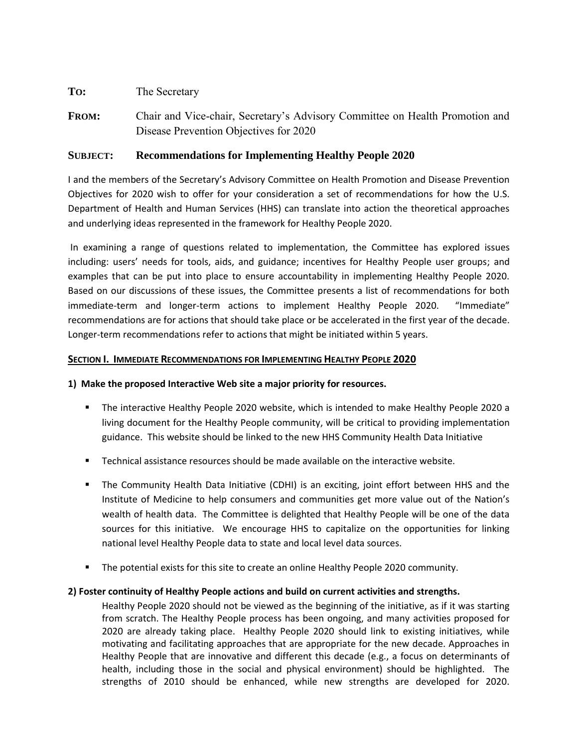**TO:** The Secretary

**FROM:** Chair and Vice-chair, Secretary's Advisory Committee on Health Promotion and Disease Prevention Objectives for 2020

**SUBJECT: Recommendations for Implementing Healthy People 2020**

I and the members of the Secretary's Advisory Committee on Health Promotion and Disease Prevention Objectives for 2020 wish to offer for your consideration a set of recommendations for how the U.S. Department of Health and Human Services (HHS) can translate into action the theoretical approaches and underlying ideas represented in the framework for Healthy People 2020.

In examining a range of questions related to implementation, the Committee has explored issues including: users' needs for tools, aids, and guidance; incentives for Healthy People user groups; and examples that can be put into place to ensure accountability in implementing Healthy People 2020. Based on our discussions of these issues, the Committee presents a list of recommendations for both immediate-term and longer-term actions to implement Healthy People 2020. "Immediate" recommendations are for actions that should take place or be accelerated in the first year of the decade. Longer-term recommendations refer to actions that might be initiated within 5 years.

## SECTION I. IMMEDIATE RECOMMENDATIONS FOR IMPLEMENTING HEALTHY PEOPLE 2020

### 1) Make the proposed Interactive Web site a major priority for resources.

- The interactive Healthy People 2020 website, which is intended to make Healthy People 2020 a living document for the Healthy People community, will be critical to providing implementation guidance. This website should be linked to the new HHS Community Health Data Initiative
- Technical assistance resources should be made available on the interactive website.
- The Community Health Data Initiative (CDHI) is an exciting, joint effort between HHS and the Institute of Medicine to help consumers and communities get more value out of the Nation's wealth of health data. The Committee is delighted that Healthy People will be one of the data sources for this initiative. We encourage HHS to capitalize on the opportunities for linking national level Healthy People data to state and local level data sources.
- The potential exists for this site to create an online Healthy People 2020 community.

### 2) Foster continuity of Healthy People actions and build on current activities and strengths.

Healthy People 2020 should not be viewed as the beginning of the initiative, as if it was starting from scratch. The Healthy People process has been ongoing, and many activities proposed for 2020 are already taking place. Healthy People 2020 should link to existing initiatives, while motivating and facilitating approaches that are appropriate for the new decade. Approaches in Healthy People that are innovative and different this decade (e.g., a focus on determinants of health, including those in the social and physical environment) should be highlighted. The strengths of 2010 should be enhanced, while new strengths are developed for 2020.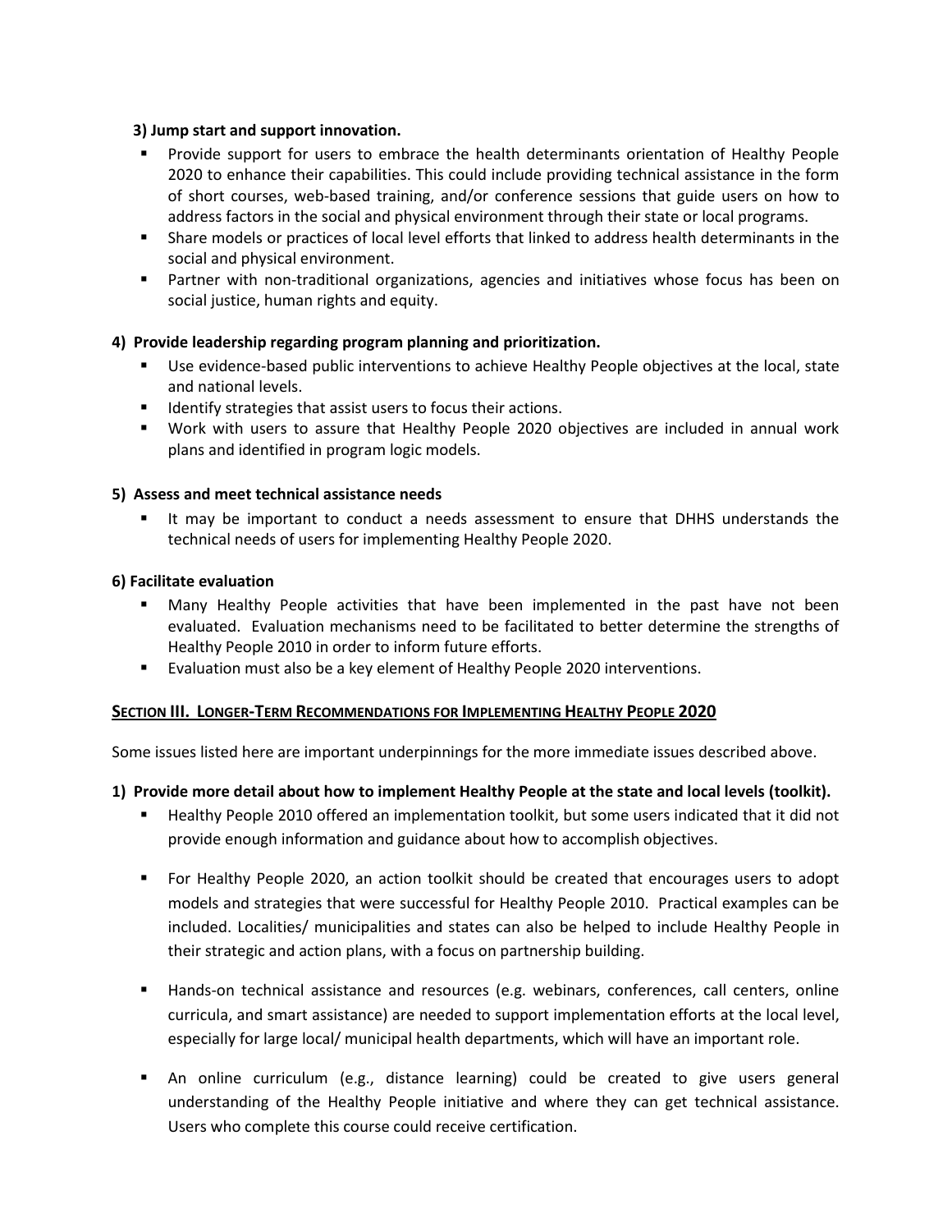**3) Jump start and support innovation.**

- Provide support for users to embrace the health determinants orientation of Healthy People 2020 to enhance their capabilities. This could include providing technical assistance in the form of short courses, web-based training, and/or conference sessions that guide users on how to address factors in the social and physical environment through their state or local programs.
- Share models or practices of local level efforts that linked to address health determinants in the social and physical environment.
- Partner with non-traditional organizations, agencies and initiatives whose focus has been on social justice, human rights and equity.

**4) Provide leadership regarding program planning and prioritization.**

- Use evidence-based public interventions to achieve Healthy People objectives at the local, state and national levels.
- Identify strategies that assist users to focus their actions.
- Work with users to assure that Healthy People 2020 objectives are included in annual work plans and identified in program logic models.

**5) Assess and meet technical assistance needs**

- It may be important to conduct a needs assessment to ensure that DHHS understands the technical needs of users for implementing Healthy People 2020.

**6) Facilitate evaluation**

- Many Healthy People activities that have been implemented in the past have not been evaluated. Evaluation mechanisms need to be facilitated to better determine the strengths of Healthy People 2010 in order to inform future efforts.
- Evaluation must also be a key element of Healthy People 2020 interventions.

## Section III. Longer-Term Recommendations for Implementing Healthy People 2020

Some issues listed here are important underpinnings for the more immediate issues described above.

**1) Provide more detail about how to implement Healthy People at the state and local levels (toolkit).**

- Healthy People 2010 offered an implementation toolkit, but some users indicated that it did not provide enough information and guidance about how to accomplish objectives.
- For Healthy People 2020, an action toolkit should be created that encourages users to adopt models and strategies that were successful for Healthy People 2010. Practical examples can be included. Localities/ municipalities and states can also be helped to include Healthy People in their strategic and action plans, with a focus on partnership building.
- Hands-on technical assistance and resources (e.g. webinars, conferences, call centers, online curricula, and smart assistance) are needed to support implementation efforts at the local level, especially for large local/ municipal health departments, which will have an important role.
- An online curriculum (e.g., distance learning) could be created to give users general understanding of the Healthy People initiative and where they can get technical assistance. Users who complete this course could receive certification.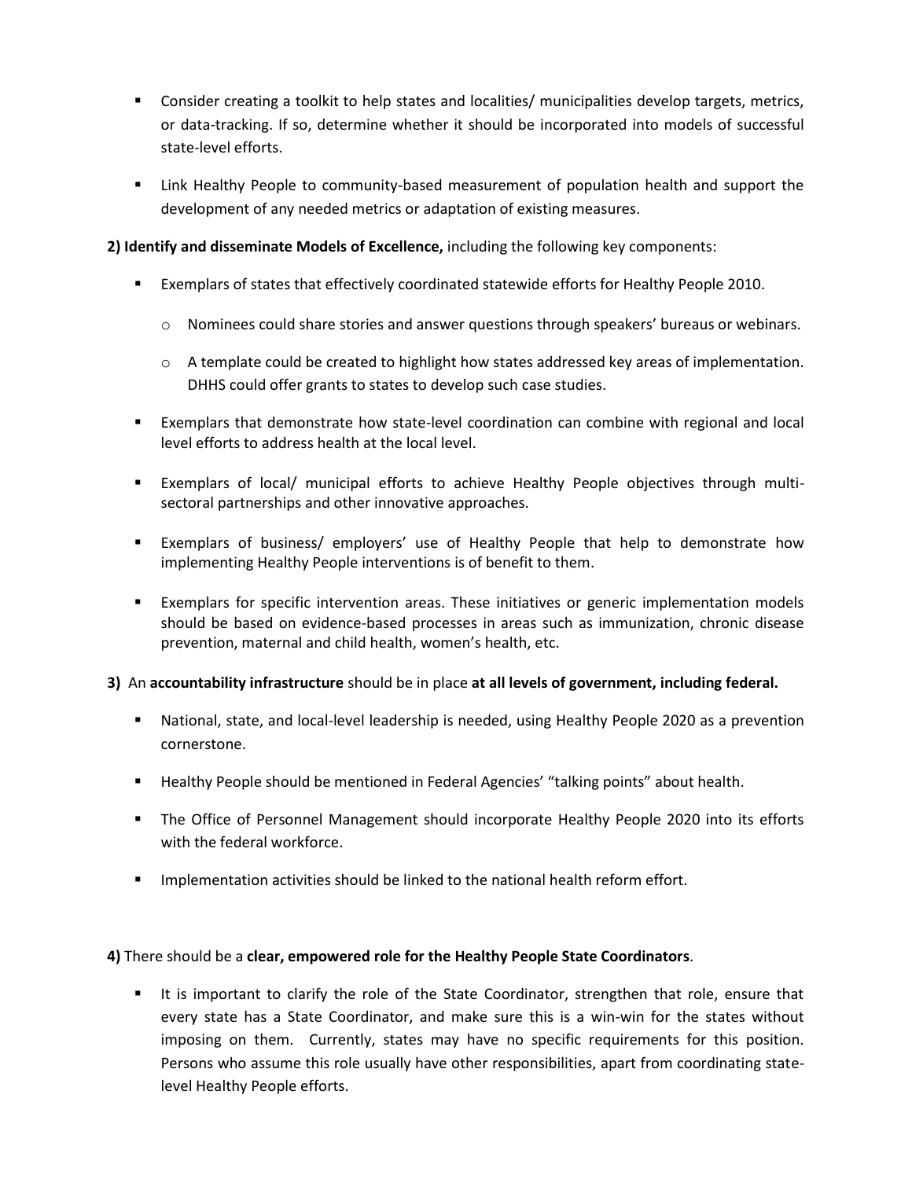- Consider creating a toolkit to help states and localities/ municipalities develop targets, metrics, or data-tracking. If so, determine whether it should be incorporated into models of successful state-level efforts.

- Link Healthy People to community-based measurement of population health and support the development of any needed metrics or adaptation of existing measures.

**2) Identify and disseminate Models of Excellence,** including the following key components:

- Exemplars of states that effectively coordinated statewide efforts for Healthy People 2010.
  - Nominees could share stories and answer questions through speakers' bureaus or webinars.
  - A template could be created to highlight how states addressed key areas of implementation. DHHS could offer grants to states to develop such case studies.

- Exemplars that demonstrate how state-level coordination can combine with regional and local level efforts to address health at the local level.

- Exemplars of local/ municipal efforts to achieve Healthy People objectives through multi-sectoral partnerships and other innovative approaches.

- Exemplars of business/ employers' use of Healthy People that help to demonstrate how implementing Healthy People interventions is of benefit to them.

- Exemplars for specific intervention areas. These initiatives or generic implementation models should be based on evidence-based processes in areas such as immunization, chronic disease prevention, maternal and child health, women's health, etc.

**3)** An **accountability infrastructure** should be in place **at all levels of government, including federal.**

- National, state, and local-level leadership is needed, using Healthy People 2020 as a prevention cornerstone.

- Healthy People should be mentioned in Federal Agencies' "talking points" about health.

- The Office of Personnel Management should incorporate Healthy People 2020 into its efforts with the federal workforce.

- Implementation activities should be linked to the national health reform effort.

**4)** There should be a **clear, empowered role for the Healthy People State Coordinators**.

- It is important to clarify the role of the State Coordinator, strengthen that role, ensure that every state has a State Coordinator, and make sure this is a win-win for the states without imposing on them. Currently, states may have no specific requirements for this position. Persons who assume this role usually have other responsibilities, apart from coordinating state-level Healthy People efforts.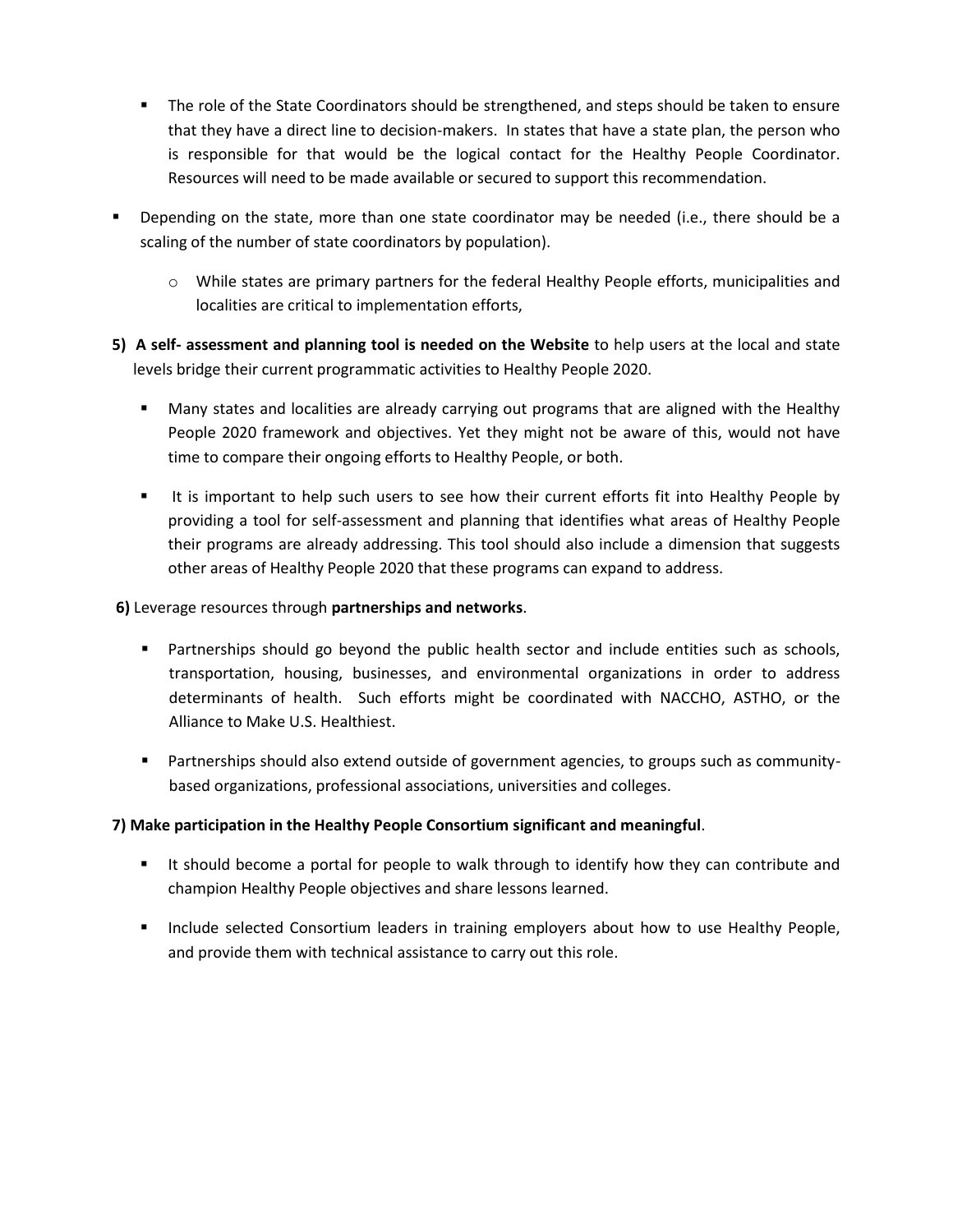- The role of the State Coordinators should be strengthened, and steps should be taken to ensure that they have a direct line to decision-makers. In states that have a state plan, the person who is responsible for that would be the logical contact for the Healthy People Coordinator. Resources will need to be made available or secured to support this recommendation.

- Depending on the state, more than one state coordinator may be needed (i.e., there should be a scaling of the number of state coordinators by population).
  - While states are primary partners for the federal Healthy People efforts, municipalities and localities are critical to implementation efforts,

**5) A self- assessment and planning tool is needed on the Website** to help users at the local and state levels bridge their current programmatic activities to Healthy People 2020.

- Many states and localities are already carrying out programs that are aligned with the Healthy People 2020 framework and objectives. Yet they might not be aware of this, would not have time to compare their ongoing efforts to Healthy People, or both.
- It is important to help such users to see how their current efforts fit into Healthy People by providing a tool for self-assessment and planning that identifies what areas of Healthy People their programs are already addressing. This tool should also include a dimension that suggests other areas of Healthy People 2020 that these programs can expand to address.

**6)** Leverage resources through **partnerships and networks**.

- Partnerships should go beyond the public health sector and include entities such as schools, transportation, housing, businesses, and environmental organizations in order to address determinants of health. Such efforts might be coordinated with NACCHO, ASTHO, or the Alliance to Make U.S. Healthiest.
- Partnerships should also extend outside of government agencies, to groups such as community-based organizations, professional associations, universities and colleges.

**7) Make participation in the Healthy People Consortium significant and meaningful**.

- It should become a portal for people to walk through to identify how they can contribute and champion Healthy People objectives and share lessons learned.
- Include selected Consortium leaders in training employers about how to use Healthy People, and provide them with technical assistance to carry out this role.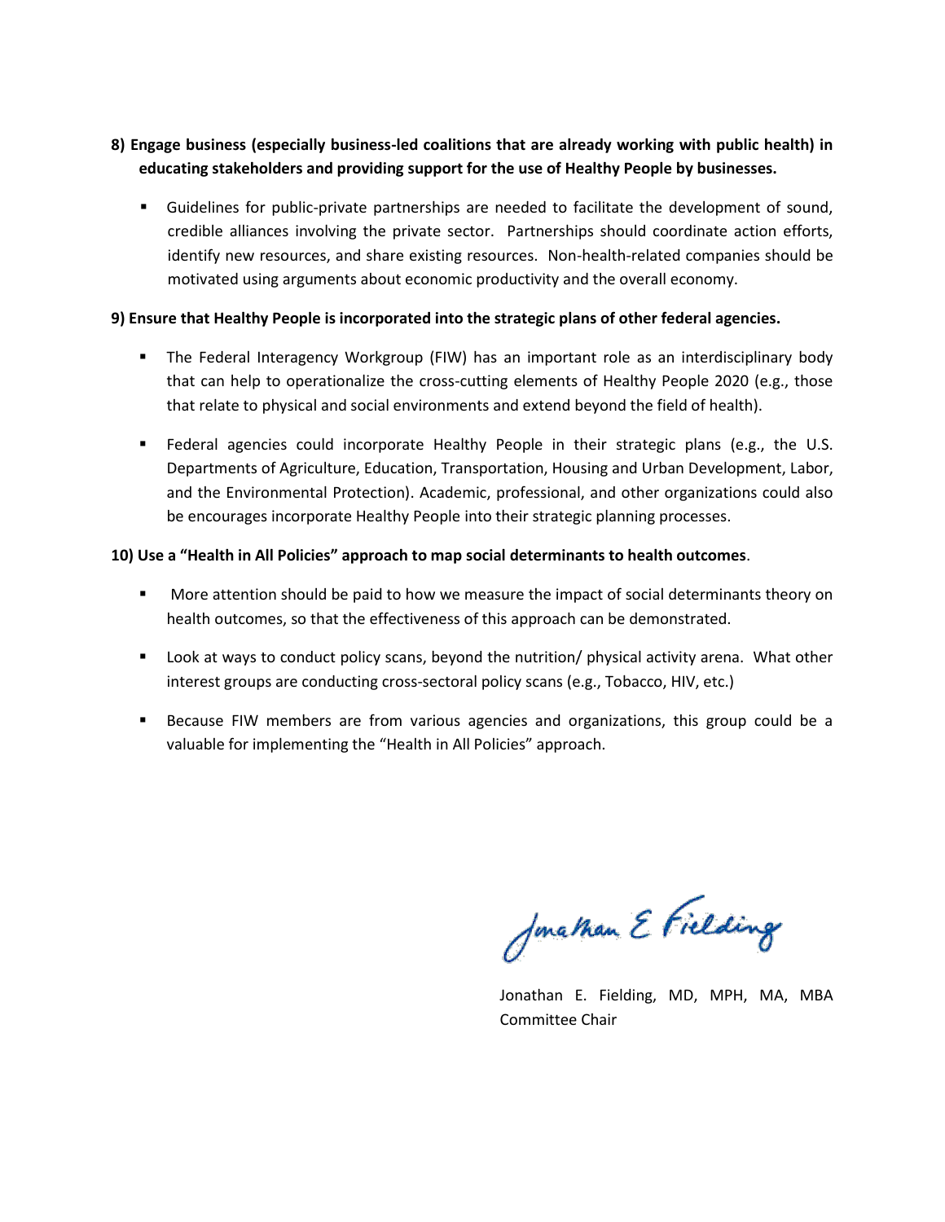**8) Engage business (especially business-led coalitions that are already working with public health) in educating stakeholders and providing support for the use of Healthy People by businesses.**

- Guidelines for public-private partnerships are needed to facilitate the development of sound, credible alliances involving the private sector. Partnerships should coordinate action efforts, identify new resources, and share existing resources. Non-health-related companies should be motivated using arguments about economic productivity and the overall economy.

**9) Ensure that Healthy People is incorporated into the strategic plans of other federal agencies.**

- The Federal Interagency Workgroup (FIW) has an important role as an interdisciplinary body that can help to operationalize the cross-cutting elements of Healthy People 2020 (e.g., those that relate to physical and social environments and extend beyond the field of health).
- Federal agencies could incorporate Healthy People in their strategic plans (e.g., the U.S. Departments of Agriculture, Education, Transportation, Housing and Urban Development, Labor, and the Environmental Protection). Academic, professional, and other organizations could also be encourages incorporate Healthy People into their strategic planning processes.

**10) Use a "Health in All Policies" approach to map social determinants to health outcomes**.

- More attention should be paid to how we measure the impact of social determinants theory on health outcomes, so that the effectiveness of this approach can be demonstrated.
- Look at ways to conduct policy scans, beyond the nutrition/ physical activity arena. What other interest groups are conducting cross-sectoral policy scans (e.g., Tobacco, HIV, etc.)
- Because FIW members are from various agencies and organizations, this group could be a valuable for implementing the "Health in All Policies" approach.

Jonathan E. Fielding, MD, MPH, MA, MBA
Committee Chair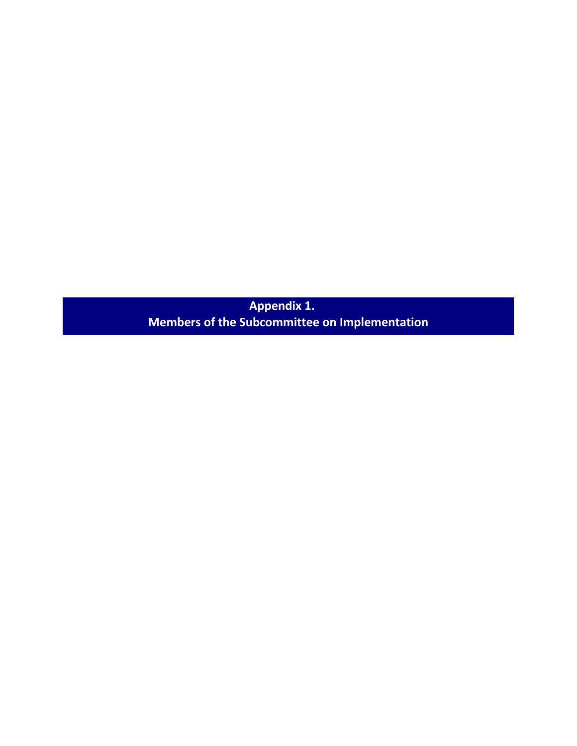# Appendix 1.
# Members of the Subcommittee on Implementation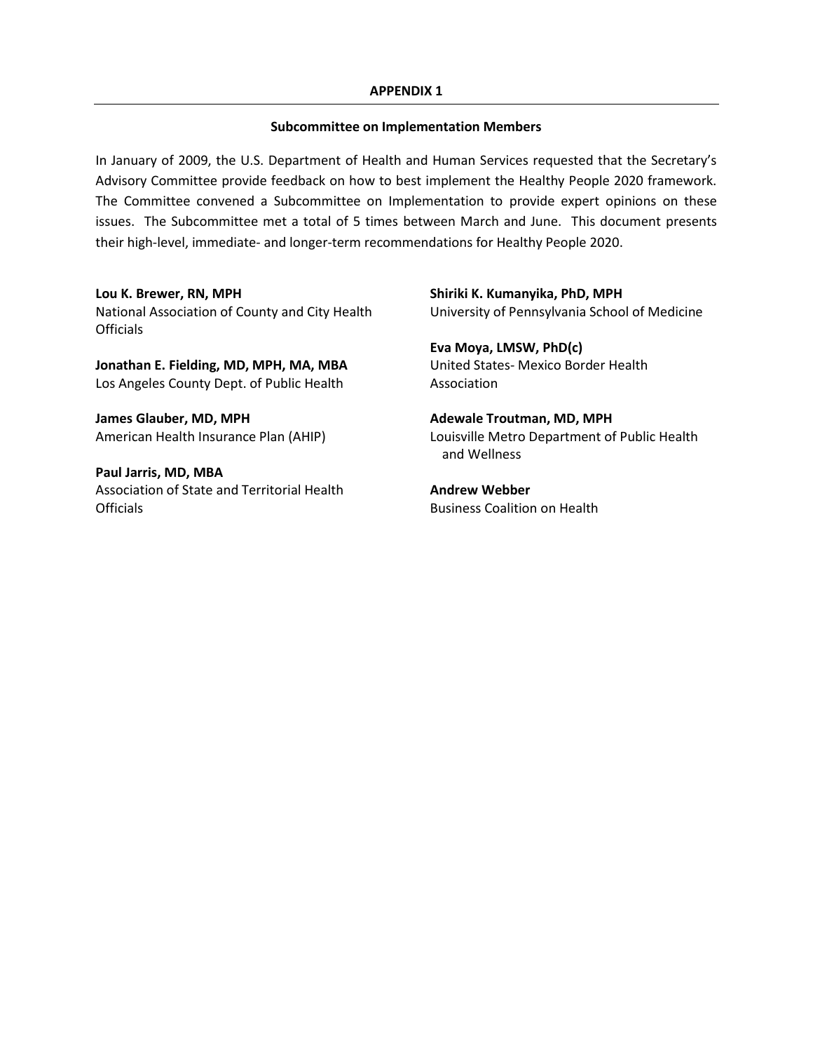**APPENDIX 1**

## Subcommittee on Implementation Members

In January of 2009, the U.S. Department of Health and Human Services requested that the Secretary's Advisory Committee provide feedback on how to best implement the Healthy People 2020 framework. The Committee convened a Subcommittee on Implementation to provide expert opinions on these issues. The Subcommittee met a total of 5 times between March and June. This document presents their high-level, immediate- and longer-term recommendations for Healthy People 2020.

**Lou K. Brewer, RN, MPH**
National Association of County and City Health Officials

**Jonathan E. Fielding, MD, MPH, MA, MBA**
Los Angeles County Dept. of Public Health

**James Glauber, MD, MPH**
American Health Insurance Plan (AHIP)

**Paul Jarris, MD, MBA**
Association of State and Territorial Health Officials

**Shiriki K. Kumanyika, PhD, MPH**
University of Pennsylvania School of Medicine

**Eva Moya, LMSW, PhD(c)**
United States- Mexico Border Health Association

**Adewale Troutman, MD, MPH**
Louisville Metro Department of Public Health and Wellness

**Andrew Webber**
Business Coalition on Health